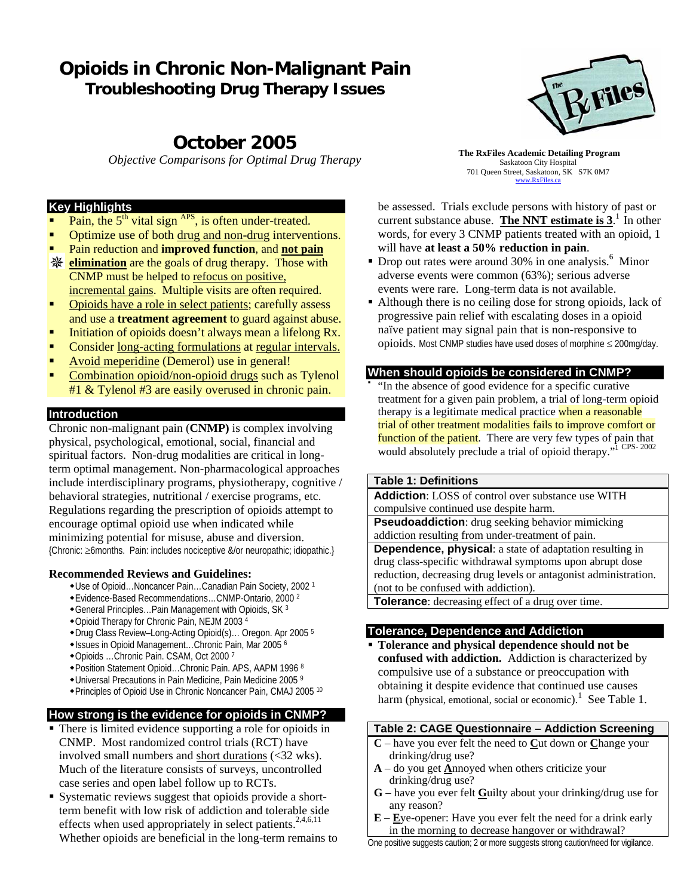# Opioids in Chronic Non-Malignant Pain
## Troubleshooting Drug Therapy Issues

## October 2005

*Objective Comparisons for Optimal Drug Therapy*

**The RxFiles Academic Detailing Program**
Saskatoon City Hospital
701 Queen Street, Saskatoon, SK S7K 0M7
www.RxFiles.ca

### Key Highlights

- Pain, the 5th vital sign [APS], is often under-treated.
- Optimize use of both drug and non-drug interventions.
- Pain reduction and **improved function**, and **not pain elimination** are the goals of drug therapy. Those with CNMP must be helped to refocus on positive, incremental gains. Multiple visits are often required.
- Opioids have a role in select patients; carefully assess and use a **treatment agreement** to guard against abuse.
- Initiation of opioids doesn't always mean a lifelong Rx.
- Consider long-acting formulations at regular intervals.
- Avoid meperidine (Demerol) use in general!
- Combination opioid/non-opioid drugs such as Tylenol #1 & Tylenol #3 are easily overused in chronic pain.

### Introduction

Chronic non-malignant pain (**CNMP**) is complex involving physical, psychological, emotional, social, financial and spiritual factors. Non-drug modalities are critical in long-term optimal management. Non-pharmacological approaches include interdisciplinary programs, physiotherapy, cognitive / behavioral strategies, nutritional / exercise programs, etc. Regulations regarding the prescription of opioids attempt to encourage optimal opioid use when indicated while minimizing potential for misuse, abuse and diversion.
{Chronic: ≥6months. Pain: includes nociceptive &/or neuropathic; idiopathic.}

**Recommended Reviews and Guidelines:**

- Use of Opioid…Noncancer Pain…Canadian Pain Society, 2002 [1]
- Evidence-Based Recommendations…CNMP-Ontario, 2000 [2]
- General Principles…Pain Management with Opioids, SK [3]
- Opioid Therapy for Chronic Pain, NEJM 2003 [4]
- Drug Class Review–Long-Acting Opioid(s)… Oregon. Apr 2005 [5]
- Issues in Opioid Management…Chronic Pain, Mar 2005 [6]
- Opioids …Chronic Pain. CSAM, Oct 2000 [7]
- Position Statement Opioid…Chronic Pain. APS, AAPM 1996 [8]
- Universal Precautions in Pain Medicine, Pain Medicine 2005 [9]
- Principles of Opioid Use in Chronic Noncancer Pain, CMAJ 2005 [10]

### How strong is the evidence for opioids in CNMP?

- There is limited evidence supporting a role for opioids in CNMP. Most randomized control trials (RCT) have involved small numbers and short durations (<32 wks). Much of the literature consists of surveys, uncontrolled case series and open label follow up to RCTs.
- Systematic reviews suggest that opioids provide a short-term benefit with low risk of addiction and tolerable side effects when used appropriately in select patients.[2,4,6,11] Whether opioids are beneficial in the long-term remains to be assessed. Trials exclude persons with history of past or current substance abuse. **The NNT estimate is 3**.[1] In other words, for every 3 CNMP patients treated with an opioid, 1 will have **at least a 50% reduction in pain**.
- Drop out rates were around 30% in one analysis.[6] Minor adverse events were common (63%); serious adverse events were rare. Long-term data is not available.
- Although there is no ceiling dose for strong opioids, lack of progressive pain relief with escalating doses in a opioid naïve patient may signal pain that is non-responsive to opioids. Most CNMP studies have used doses of morphine ≤ 200mg/day.

### When should opioids be considered in CNMP?

- "In the absence of good evidence for a specific curative treatment for a given pain problem, a trial of long-term opioid therapy is a legitimate medical practice when a reasonable trial of other treatment modalities fails to improve comfort or function of the patient. There are very few types of pain that would absolutely preclude a trial of opioid therapy."[1 CPS- 2002]

| Table 1: Definitions |
|---|
| **Addiction**: LOSS of control over substance use WITH compulsive continued use despite harm. |
| **Pseudoaddiction**: drug seeking behavior mimicking addiction resulting from under-treatment of pain. |
| **Dependence, physical**: a state of adaptation resulting in drug class-specific withdrawal symptoms upon abrupt dose reduction, decreasing drug levels or antagonist administration. (not to be confused with addiction). |
| **Tolerance**: decreasing effect of a drug over time. |

### Tolerance, Dependence and Addiction

- **Tolerance and physical dependence should not be confused with addiction.** Addiction is characterized by compulsive use of a substance or preoccupation with obtaining it despite evidence that continued use causes harm (physical, emotional, social or economic).[1] See Table 1.

| Table 2: CAGE Questionnaire – Addiction Screening |
|---|
| **C** – have you ever felt the need to **C**ut down or **C**hange your drinking/drug use? |
| **A** – do you get **A**nnoyed when others criticize your drinking/drug use? |
| **G** – have you ever felt **G**uilty about your drinking/drug use for any reason? |
| **E** – **E**ye-opener: Have you ever felt the need for a drink early in the morning to decrease hangover or withdrawal? |

One positive suggests caution; 2 or more suggests strong caution/need for vigilance.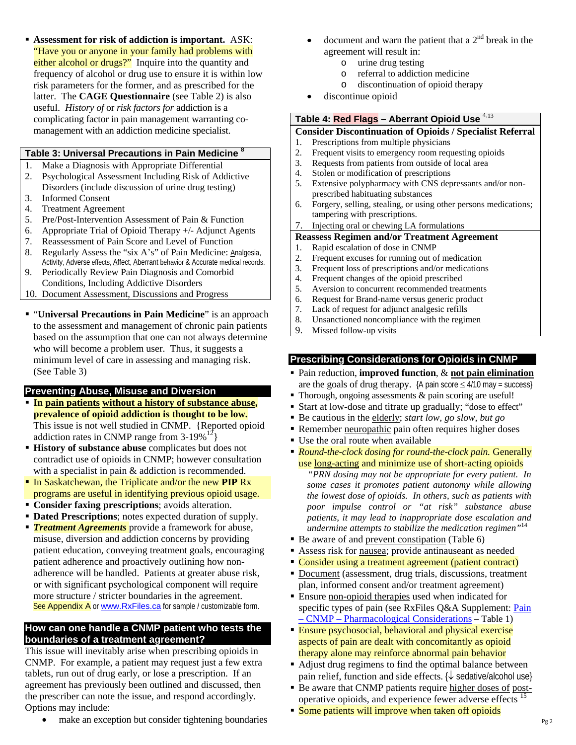- **Assessment for risk of addiction is important.** ASK: "Have you or anyone in your family had problems with either alcohol or drugs?" Inquire into the quantity and frequency of alcohol or drug use to ensure it is within low risk parameters for the former, and as prescribed for the latter. The **CAGE Questionnaire** (see Table 2) is also useful. *History of* or *risk factors for* addiction is a complicating factor in pain management warranting co-management with an addiction medicine specialist.

| Table 3: Universal Precautions in Pain Medicine [8] |
|---|
| 1. Make a Diagnosis with Appropriate Differential |
| 2. Psychological Assessment Including Risk of Addictive Disorders (include discussion of urine drug testing) |
| 3. Informed Consent |
| 4. Treatment Agreement |
| 5. Pre/Post-Intervention Assessment of Pain & Function |
| 6. Appropriate Trial of Opioid Therapy +/- Adjunct Agents |
| 7. Reassessment of Pain Score and Level of Function |
| 8. Regularly Assess the "six A's" of Pain Medicine: Analgesia, Activity, Adverse effects, Affect, Aberrant behavior & Accurate medical records. |
| 9. Periodically Review Pain Diagnosis and Comorbid Conditions, Including Addictive Disorders |
| 10. Document Assessment, Discussions and Progress |

- "**Universal Precautions in Pain Medicine**" is an approach to the assessment and management of chronic pain patients based on the assumption that one can not always determine who will become a problem user. Thus, it suggests a minimum level of care in assessing and managing risk. (See Table 3)

## Preventing Abuse, Misuse and Diversion

- **In pain patients without a history of substance abuse, prevalence of opioid addiction is thought to be low.** This issue is not well studied in CNMP. {Reported opioid addiction rates in CNMP range from 3-19%[12]}
- **History of substance abuse** complicates but does not contradict use of opioids in CNMP; however consultation with a specialist in pain & addiction is recommended.
- In Saskatchewan, the Triplicate and/or the new **PIP** Rx programs are useful in identifying previous opioid usage.
- **Consider faxing prescriptions**; avoids alteration.
- **Dated Prescriptions**; notes expected duration of supply.
- ***Treatment Agreements*** provide a framework for abuse, misuse, diversion and addiction concerns by providing patient education, conveying treatment goals, encouraging patient adherence and proactively outlining how non-adherence will be handled. Patients at greater abuse risk, or with significant psychological component will require more structure / stricter boundaries in the agreement. See Appendix A or www.RxFiles.ca for sample / customizable form.

## How can one handle a CNMP patient who tests the boundaries of a treatment agreement?

This issue will inevitably arise when prescribing opioids in CNMP. For example, a patient may request just a few extra tablets, run out of drug early, or lose a prescription. If an agreement has previously been outlined and discussed, then the prescriber can note the issue, and respond accordingly. Options may include:

- make an exception but consider tightening boundaries
- document and warn the patient that a 2nd break in the agreement will result in:
  - urine drug testing
  - referral to addiction medicine
  - discontinuation of opioid therapy
- discontinue opioid

| Table 4: Red Flags – Aberrant Opioid Use [4,13] |
|---|
| **Consider Discontinuation of Opioids / Specialist Referral** |
| 1. Prescriptions from multiple physicians |
| 2. Frequent visits to emergency room requesting opioids |
| 3. Requests from patients from outside of local area |
| 4. Stolen or modification of prescriptions |
| 5. Extensive polypharmacy with CNS depressants and/or non-prescribed habituating substances |
| 6. Forgery, selling, stealing, or using other persons medications; tampering with prescriptions. |
| 7. Injecting oral or chewing LA formulations |
| **Reassess Regimen and/or Treatment Agreement** |
| 1. Rapid escalation of dose in CNMP |
| 2. Frequent excuses for running out of medication |
| 3. Frequent loss of prescriptions and/or medications |
| 4. Frequent changes of the opioid prescribed |
| 5. Aversion to concurrent recommended treatments |
| 6. Request for Brand-name versus generic product |
| 7. Lack of request for adjunct analgesic refills |
| 8. Unsanctioned noncompliance with the regimen |
| 9. Missed follow-up visits |

## Prescribing Considerations for Opioids in CNMP

- Pain reduction, **improved function**, & **not pain elimination** are the goals of drug therapy. {A pain score ≤ 4/10 may = success}
- Thorough, ongoing assessments & pain scoring are useful!
- Start at low-dose and titrate up gradually; "dose to effect"
- Be cautious in the elderly; *start low, go slow, but go*
- Remember neuropathic pain often requires higher doses
- Use the oral route when available
- *Round-the-clock dosing for round-the-clock pain.* Generally use long-acting and minimize use of short-acting opioids
  *"PRN dosing may not be appropriate for every patient. In some cases it promotes patient autonomy while allowing the lowest dose of opioids. In others, such as patients with poor impulse control or "at risk" substance abuse patients, it may lead to inappropriate dose escalation and undermine attempts to stabilize the medication regimen"*[14]
- Be aware of and prevent constipation (Table 6)
- Assess risk for nausea; provide antinauseant as needed
- Consider using a treatment agreement (patient contract)
- Document (assessment, drug trials, discussions, treatment plan, informed consent and/or treatment agreement)
- Ensure non-opioid therapies used when indicated for specific types of pain (see RxFiles Q&A Supplement: Pain – CNMP – Pharmacological Considerations – Table 1)
- Ensure psychosocial, behavioral and physical exercise aspects of pain are dealt with concomitantly as opioid therapy alone may reinforce abnormal pain behavior
- Adjust drug regimens to find the optimal balance between pain relief, function and side effects. {↓ sedative/alcohol use}
- Be aware that CNMP patients require higher doses of post-operative opioids, and experience fewer adverse effects [15]
- Some patients will improve when taken off opioids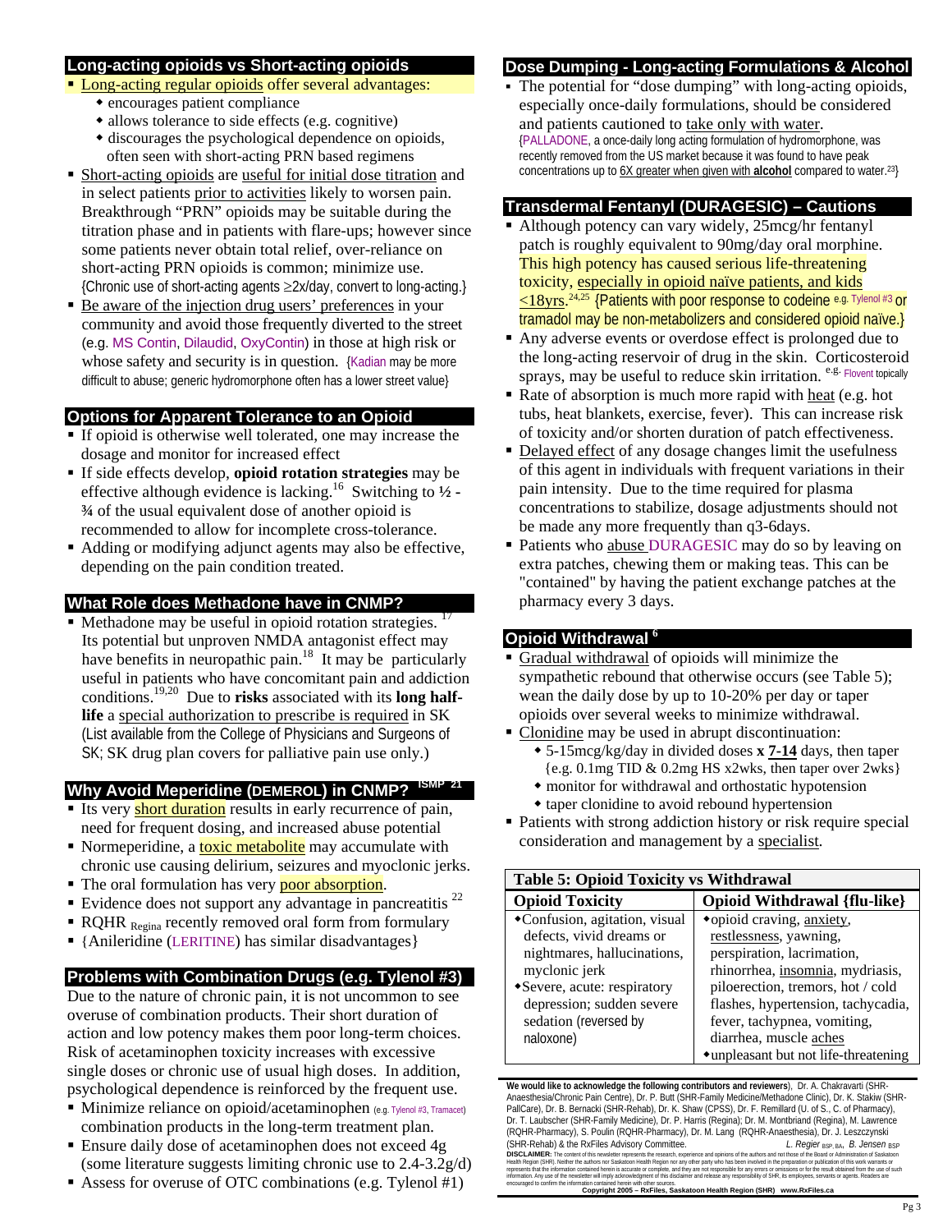## Long-acting opioids vs Short-acting opioids

- Long-acting regular opioids offer several advantages:
  - encourages patient compliance
  - allows tolerance to side effects (e.g. cognitive)
  - discourages the psychological dependence on opioids, often seen with short-acting PRN based regimens
- Short-acting opioids are useful for initial dose titration and in select patients prior to activities likely to worsen pain. Breakthrough "PRN" opioids may be suitable during the titration phase and in patients with flare-ups; however since some patients never obtain total relief, over-reliance on short-acting PRN opioids is common; minimize use. {Chronic use of short-acting agents ≥2x/day, convert to long-acting.}
- Be aware of the injection drug users' preferences in your community and avoid those frequently diverted to the street (e.g. MS Contin, Dilaudid, OxyContin) in those at high risk or whose safety and security is in question. {Kadian may be more difficult to abuse; generic hydromorphone often has a lower street value}

## Options for Apparent Tolerance to an Opioid

- If opioid is otherwise well tolerated, one may increase the dosage and monitor for increased effect
- If side effects develop, **opioid rotation strategies** may be effective although evidence is lacking.[16] Switching to **½ - ¾** of the usual equivalent dose of another opioid is recommended to allow for incomplete cross-tolerance.
- Adding or modifying adjunct agents may also be effective, depending on the pain condition treated.

## What Role does Methadone have in CNMP?

- Methadone may be useful in opioid rotation strategies.[17] Its potential but unproven NMDA antagonist effect may have benefits in neuropathic pain.[18] It may be particularly useful in patients who have concomitant pain and addiction conditions.[19,20] Due to **risks** associated with its **long half-life** a special authorization to prescribe is required in SK (List available from the College of Physicians and Surgeons of SK; SK drug plan covers for palliative pain use only.)

## Why Avoid Meperidine (DEMEROL) in CNMP? ISMP[21]

- Its very short duration results in early recurrence of pain, need for frequent dosing, and increased abuse potential
- Normeperidine, a toxic metabolite may accumulate with chronic use causing delirium, seizures and myoclonic jerks.
- The oral formulation has very poor absorption.
- Evidence does not support any advantage in pancreatitis[22]
- RQHR Regina recently removed oral form from formulary
- {Anileridine (LERITINE) has similar disadvantages}

## Problems with Combination Drugs (e.g. Tylenol #3)

Due to the nature of chronic pain, it is not uncommon to see overuse of combination products. Their short duration of action and low potency makes them poor long-term choices. Risk of acetaminophen toxicity increases with excessive single doses or chronic use of usual high doses. In addition, psychological dependence is reinforced by the frequent use.

- Minimize reliance on opioid/acetaminophen (e.g. Tylenol #3, Tramacet) combination products in the long-term treatment plan.
- Ensure daily dose of acetaminophen does not exceed 4g (some literature suggests limiting chronic use to 2.4-3.2g/d)
- Assess for overuse of OTC combinations (e.g. Tylenol #1)

## Dose Dumping - Long-acting Formulations & Alcohol

- The potential for "dose dumping" with long-acting opioids, especially once-daily formulations, should be considered and patients cautioned to take only with water. {PALLADONE, a once-daily long acting formulation of hydromorphone, was recently removed from the US market because it was found to have peak concentrations up to 6X greater when given with **alcohol** compared to water.[23]}

## Transdermal Fentanyl (DURAGESIC) – Cautions

- Although potency can vary widely, 25mcg/hr fentanyl patch is roughly equivalent to 90mg/day oral morphine. This high potency has caused serious life-threatening toxicity, especially in opioid naïve patients, and kids <18yrs.[24,25] {Patients with poor response to codeine e.g. Tylenol #3 or tramadol may be non-metabolizers and considered opioid naïve.}
- Any adverse events or overdose effect is prolonged due to the long-acting reservoir of drug in the skin. Corticosteroid sprays, may be useful to reduce skin irritation. e.g. Flovent topically
- Rate of absorption is much more rapid with heat (e.g. hot tubs, heat blankets, exercise, fever). This can increase risk of toxicity and/or shorten duration of patch effectiveness.
- Delayed effect of any dosage changes limit the usefulness of this agent in individuals with frequent variations in their pain intensity. Due to the time required for plasma concentrations to stabilize, dosage adjustments should not be made any more frequently than q3-6days.
- Patients who abuse DURAGESIC may do so by leaving on extra patches, chewing them or making teas. This can be "contained" by having the patient exchange patches at the pharmacy every 3 days.

## Opioid Withdrawal [6]

- Gradual withdrawal of opioids will minimize the sympathetic rebound that otherwise occurs (see Table 5); wean the daily dose by up to 10-20% per day or taper opioids over several weeks to minimize withdrawal.
- Clonidine may be used in abrupt discontinuation:
  - 5-15mcg/kg/day in divided doses **x 7-14** days, then taper {e.g. 0.1mg TID & 0.2mg HS x2wks, then taper over 2wks}
  - monitor for withdrawal and orthostatic hypotension
  - taper clonidine to avoid rebound hypertension
- Patients with strong addiction history or risk require special consideration and management by a specialist.

**Table 5: Opioid Toxicity vs Withdrawal**

| Opioid Toxicity | Opioid Withdrawal {flu-like} |
|---|---|
| ◆Confusion, agitation, visual defects, vivid dreams or nightmares, hallucinations, myclonic jerk<br>◆Severe, acute: respiratory depression; sudden severe sedation (reversed by naloxone) | ◆opioid craving, anxiety, restlessness, yawning, perspiration, lacrimation, rhinorrhea, insomnia, mydriasis, piloerection, tremors, hot / cold flashes, hypertension, tachycadia, fever, tachypnea, vomiting, diarrhea, muscle aches<br>◆unpleasant but not life-threatening |

**We would like to acknowledge the following contributors and reviewers**), Dr. A. Chakravarti (SHR-Anaesthesia/Chronic Pain Centre), Dr. P. Butt (SHR-Family Medicine/Methadone Clinic), Dr. K. Stakiw (SHR-PallCare), Dr. B. Bernacki (SHR-Rehab), Dr. K. Shaw (CPSS), Dr. F. Remillard (U. of S., C. of Pharmacy), Dr. T. Laubscher (SHR-Family Medicine), Dr. P. Harris (Regina); Dr. M. Montbriand (Regina), M. Lawrence (RQHR-Pharmacy), S. Poulin (RQHR-Pharmacy), Dr. M. Lang (RQHR-Anaesthesia), Dr. J. Leszczynski (SHR-Rehab) & the RxFiles Advisory Committee. *L. Regier* BSP, BA, *B. Jensen* BSP

**DISCLAIMER:** The content of this newsletter represents the research, experience and opinions of the authors and not those of the Board or Administration of Saskatoon Health Region (SHR). Neither the authors nor Saskatoon Health Region nor any other party who has been involved in the preparation or publication of this work warrants or represents that the information contained herein is accurate or complete, and they are not responsible for any errors or omissions or for the result obtained from the use of such information. Any use of the newsletter will imply acknowledgment of this disclaimer and release any responsibility of SHR, its employees, servants or agents. Readers are encouraged to confirm the information contained herein with other sources.

**Copyright 2005 – RxFiles, Saskatoon Health Region (SHR) www.RxFiles.ca**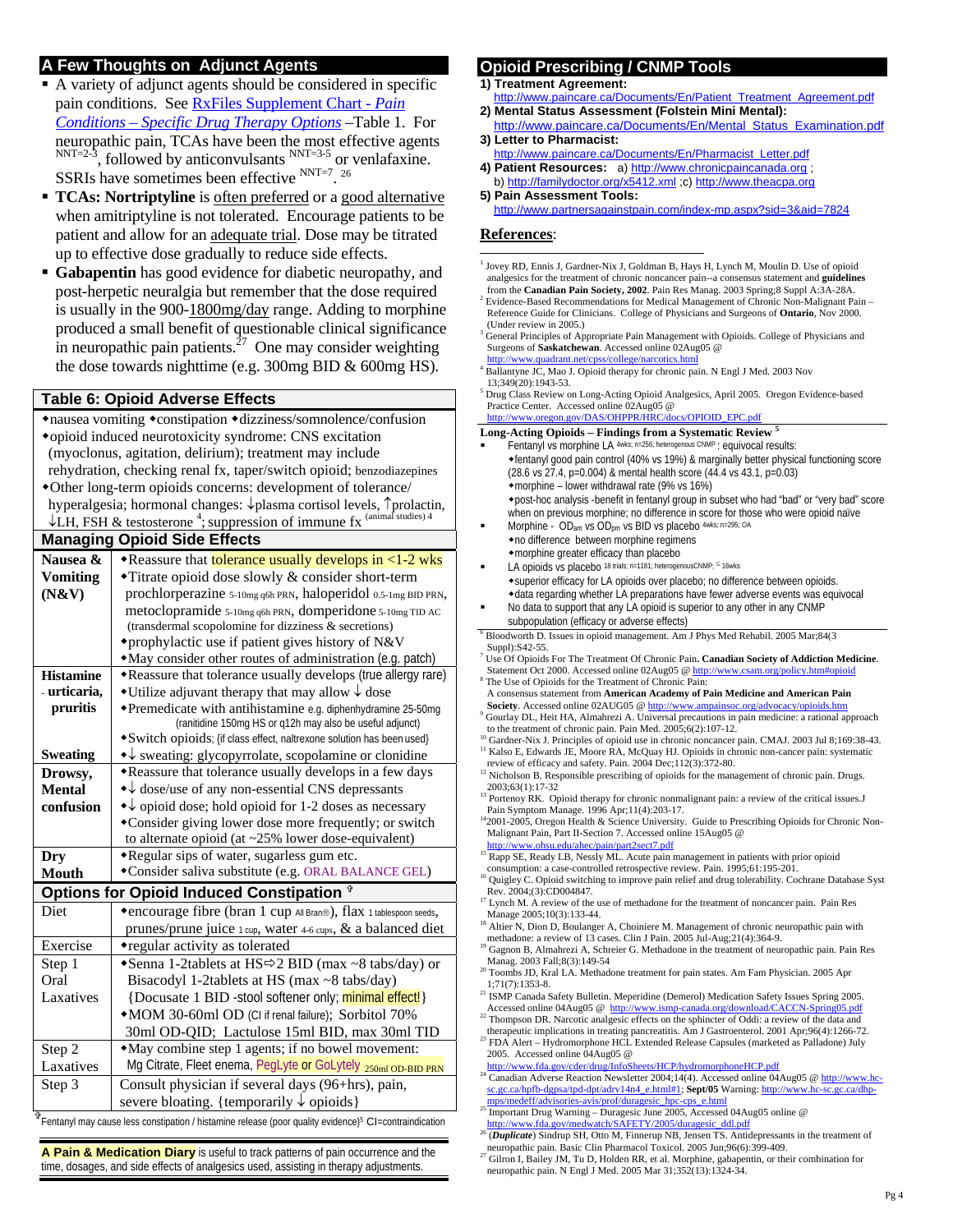## A Few Thoughts on Adjunct Agents

- A variety of adjunct agents should be considered in specific pain conditions. See RxFiles Supplement Chart - *Pain Conditions – Specific Drug Therapy Options* –Table 1. For neuropathic pain, TCAs have been the most effective agents NNT=2-3, followed by anticonvulsants NNT=3-5 or venlafaxine. SSRIs have sometimes been effective NNT=7.[26]
- **TCAs: Nortriptyline** is often preferred or a good alternative when amitriptyline is not tolerated. Encourage patients to be patient and allow for an adequate trial. Dose may be titrated up to effective dose gradually to reduce side effects.
- **Gabapentin** has good evidence for diabetic neuropathy, and post-herpetic neuralgia but remember that the dose required is usually in the 900-1800mg/day range. Adding to morphine produced a small benefit of questionable clinical significance in neuropathic pain patients.[27] One may consider weighting the dose towards nighttime (e.g. 300mg BID & 600mg HS).

### Table 6: Opioid Adverse Effects

◆nausea vomiting ◆constipation ◆dizziness/somnolence/confusion
◆opioid induced neurotoxicity syndrome: CNS excitation (myoclonus, agitation, delirium); treatment may include rehydration, checking renal fx, taper/switch opioid; benzodiazepines
◆Other long-term opioids concerns: development of tolerance/ hyperalgesia; hormonal changes: ↓plasma cortisol levels, ↑prolactin, ↓LH, FSH & testosterone[4]; suppression of immune fx (animal studies)[4]

### Managing Opioid Side Effects

| | |
|---|---|
| **Nausea & Vomiting (N&V)** | ◆Reassure that tolerance usually develops in <1-2 wks<br>◆Titrate opioid dose slowly & consider short-term prochlorperazine 5-10mg q6h PRN, haloperidol 0.5-1mg BID PRN, metoclopramide 5-10mg q6h PRN, domperidone 5-10mg TID AC (transdermal scopolomine for dizziness & secretions)<br>◆prophylactic use if patient gives history of N&V<br>◆May consider other routes of administration (e.g. patch) |
| **Histamine - urticaria, pruritis** | ◆Reassure that tolerance usually develops (true allergy rare)<br>◆Utilize adjuvant therapy that may allow ↓ dose<br>◆Premedicate with antihistamine e.g. diphenhydramine 25-50mg (ranitidine 150mg HS or q12h may also be useful adjunct)<br>◆Switch opioids; {if class effect, naltrexone solution has been used} |
| **Sweating** | ◆↓ sweating: glycopyrrolate, scopolamine or clonidine |
| **Drowsy, Mental confusion** | ◆Reassure that tolerance usually develops in a few days<br>◆↓ dose/use of any non-essential CNS depressants<br>◆↓ opioid dose; hold opioid for 1-2 doses as necessary<br>◆Consider giving lower dose more frequently; or switch to alternate opioid (at ~25% lower dose-equivalent) |
| **Dry Mouth** | ◆Regular sips of water, sugarless gum etc.<br>◆Consider saliva substitute (e.g. ORAL BALANCE GEL) |

### Options for Opioid Induced Constipation ✞

| | |
|---|---|
| Diet | ◆encourage fibre (bran 1 cup All Bran®), flax 1 tablespoon seeds, prunes/prune juice 1 cup, water 4-6 cups, & a balanced diet |
| Exercise | ◆regular activity as tolerated |
| Step 1 Oral Laxatives | ◆Senna 1-2tablets at HS⇨2 BID (max ~8 tabs/day) or Bisacodyl 1-2tablets at HS (max ~8 tabs/day)<br>{Docusate 1 BID -stool softener only; minimal effect!}<br>◆MOM 30-60ml OD (CI if renal failure); Sorbitol 70% 30ml OD-QID; Lactulose 15ml BID, max 30ml TID |
| Step 2 Laxatives | ◆May combine step 1 agents; if no bowel movement: Mg Citrate, Fleet enema, PegLyte or GoLytely 250ml OD-BID PRN |
| Step 3 | Consult physician if several days (96+hrs), pain, severe bloating. {temporarily ↓ opioids} |

✞Fentanyl may cause less constipation / histamine release (poor quality evidence)[5] CI=contraindication

**A Pain & Medication Diary** is useful to track patterns of pain occurrence and the time, dosages, and side effects of analgesics used, assisting in therapy adjustments.

## Opioid Prescribing / CNMP Tools

1) **Treatment Agreement:** http://www.paincare.ca/Documents/En/Patient_Treatment_Agreement.pdf
2) **Mental Status Assessment (Folstein Mini Mental):** http://www.paincare.ca/Documents/En/Mental_Status_Examination.pdf
3) **Letter to Pharmacist:** http://www.paincare.ca/Documents/En/Pharmacist_Letter.pdf
4) **Patient Resources:** a) http://www.chronicpaincanada.org ; b) http://familydoctor.org/x5412.xml ;c) http://www.theacpa.org
5) **Pain Assessment Tools:** http://www.partnersagainstpain.com/index-mp.aspx?sid=3&aid=7824

## References:

1. Jovey RD, Ennis J, Gardner-Nix J, Goldman B, Hays H, Lynch M, Moulin D. Use of opioid analgesics for the treatment of chronic noncancer pain--a consensus statement and **guidelines** from the **Canadian Pain Society, 2002**. Pain Res Manag. 2003 Spring;8 Suppl A:3A-28A.
2. Evidence-Based Recommendations for Medical Management of Chronic Non-Malignant Pain – Reference Guide for Clinicians. College of Physicians and Surgeons of **Ontario**, Nov 2000. (Under review in 2005.)
3. General Principles of Appropriate Pain Management with Opioids. College of Physicians and Surgeons of **Saskatchewan**. Accessed online 02Aug05 @ http://www.quadrant.net/cpss/college/narcotics.html
4. Ballantyne JC, Mao J. Opioid therapy for chronic pain. N Engl J Med. 2003 Nov 13;349(20):1943-53.
5. Drug Class Review on Long-Acting Opioid Analgesics, April 2005. Oregon Evidence-based Practice Center. Accessed online 02Aug05 @ http://www.oregon.gov/DAS/OHPPR/HRC/docs/OPIOID_EPC.pdf

**Long-Acting Opioids – Findings from a Systematic Review [5]**

- Fentanyl vs morphine LA 4wks; n=256; heterogenous CNMP ; equivocal results:
  - ◆fentanyl good pain control (40% vs 19%) & marginally better physical functioning score (28.6 vs 27.4, p=0.004) & mental health score (44.4 vs 43.1, p=0.03)
  - ◆morphine – lower withdrawal rate (9% vs 16%)
  - ◆post-hoc analysis -benefit in fentanyl group in subset who had "bad" or "very bad" score when on previous morphine; no difference in score for those who were opioid naïve
- Morphine - ODam vs ODpm vs BID vs placebo 4wks; n=295; OA
  - ◆no difference between morphine regimens
  - ◆morphine greater efficacy than placebo
- LA opioids vs placebo 18 trials; n=1181; heterogeneousCNMP; ≤ 16wks
  - ◆superior efficacy for LA opioids over placebo; no difference between opioids.
  - ◆data regarding whether LA preparations have fewer adverse events was equivocal
- No data to support that any LA opioid is superior to any other in any CNMP subpopulation (efficacy or adverse effects)

6. Bloodworth D. Issues in opioid management. Am J Phys Med Rehabil. 2005 Mar;84(3 Suppl):S42-55.
7. Use Of Opioids For The Treatment Of Chronic Pain. **Canadian Society of Addiction Medicine**. Statement Oct 2000. Accessed online 02Aug05 @ http://www.csam.org/policy.htm#opioid
8. The Use of Opioids for the Treatment of Chronic Pain: A consensus statement from **American Academy of Pain Medicine and American Pain Society**. Accessed online 02AUG05 @ http://www.ampainsoc.org/advocacy/opioids.htm
9. Gourlay DL, Heit HA, Almahrezi A. Universal precautions in pain medicine: a rational approach to the treatment of chronic pain. Pain Med. 2005;6(2):107-12.
10. Gardner-Nix J. Principles of opioid use in chronic noncancer pain. CMAJ. 2003 Jul 8;169:38-43.
11. Kalso E, Edwards JE, Moore RA, McQuay HJ. Opioids in chronic non-cancer pain: systematic review of efficacy and safety. Pain. 2004 Dec;112(3):372-80.
12. Nicholson B. Responsible prescribing of opioids for the management of chronic pain. Drugs. 2003;63(1):17-32
13. Portenoy RK. Opioid therapy for chronic nonmalignant pain: a review of the critical issues.J Pain Symptom Manage. 1996 Apr;11(4):203-17.
14. 2001-2005, Oregon Health & Science University. Guide to Prescribing Opioids for Chronic Non-Malignant Pain, Part II-Section 7. Accessed online 15Aug05 @ http://www.ohsu.edu/ahec/pain/part2sect7.pdf
15. Rapp SE, Ready LB, Nessly ML. Acute pain management in patients with prior opioid consumption: a case-controlled retrospective review. Pain. 1995;61:195-201.
16. Quigley C. Opioid switching to improve pain relief and drug tolerability. Cochrane Database Syst Rev. 2004;(3):CD004847.
17. Lynch M. A review of the use of methadone for the treatment of noncancer pain. Pain Res Manage 2005;10(3):133-44.
18. Altier N, Dion D, Boulanger A, Choiniere M. Management of chronic neuropathic pain with methadone: a review of 13 cases. Clin J Pain. 2005 Jul-Aug;21(4):364-9.
19. Gagnon B, Almahrezi A, Schreier G. Methadone in the treatment of neuropathic pain. Pain Res Manag. 2003 Fall;8(3):149-54
20. Toombs JD, Kral LA. Methadone treatment for pain states. Am Fam Physician. 2005 Apr 1;71(7):1353-8.
21. ISMP Canada Safety Bulletin. Meperidine (Demerol) Medication Safety Issues Spring 2005. Accessed online 04Aug05 @ http://www.ismp-canada.org/download/CACCN-Spring05.pdf
22. Thompson DR. Narcotic analgesic effects on the sphincter of Oddi: a review of the data and therapeutic implications in treating pancreatitis. Am J Gastroenterol. 2001 Apr;96(4):1266-72.
23. FDA Alert – Hydromorphone HCL Extended Release Capsules (marketed as Palladone) July 2005. Accessed online 04Aug05 @ http://www.fda.gov/cder/drug/InfoSheets/HCP/hydromorphoneHCP.pdf
24. Canadian Adverse Reaction Newsletter 2004;14(4). Accessed online 04Aug05 @ http://www.hc-sc.gc.ca/hpfb-dgpsa/tpd-dpt/adrv14n4_e.html#1; **Sept/05** Warning: http://www.hc-sc.gc.ca/dhp-mps/medeff/advisories-avis/prof/duragesic_hpc-cps_e.html
25. Important Drug Warning – Duragesic June 2005, Accessed 04Aug05 online @ http://www.fda.gov/medwatch/SAFETY/2005/duragesic_ddl.pdf
26. (*Duplicate*) Sindrup SH, Otto M, Finnerup NB, Jensen TS. Antidepressants in the treatment of neuropathic pain. Basic Clin Pharmacol Toxicol. 2005 Jun;96(6):399-409.
27. Gilron I, Bailey JM, Tu D, Holden RR, et al. Morphine, gabapentin, or their combination for neuropathic pain. N Engl J Med. 2005 Mar 31;352(13):1324-34.